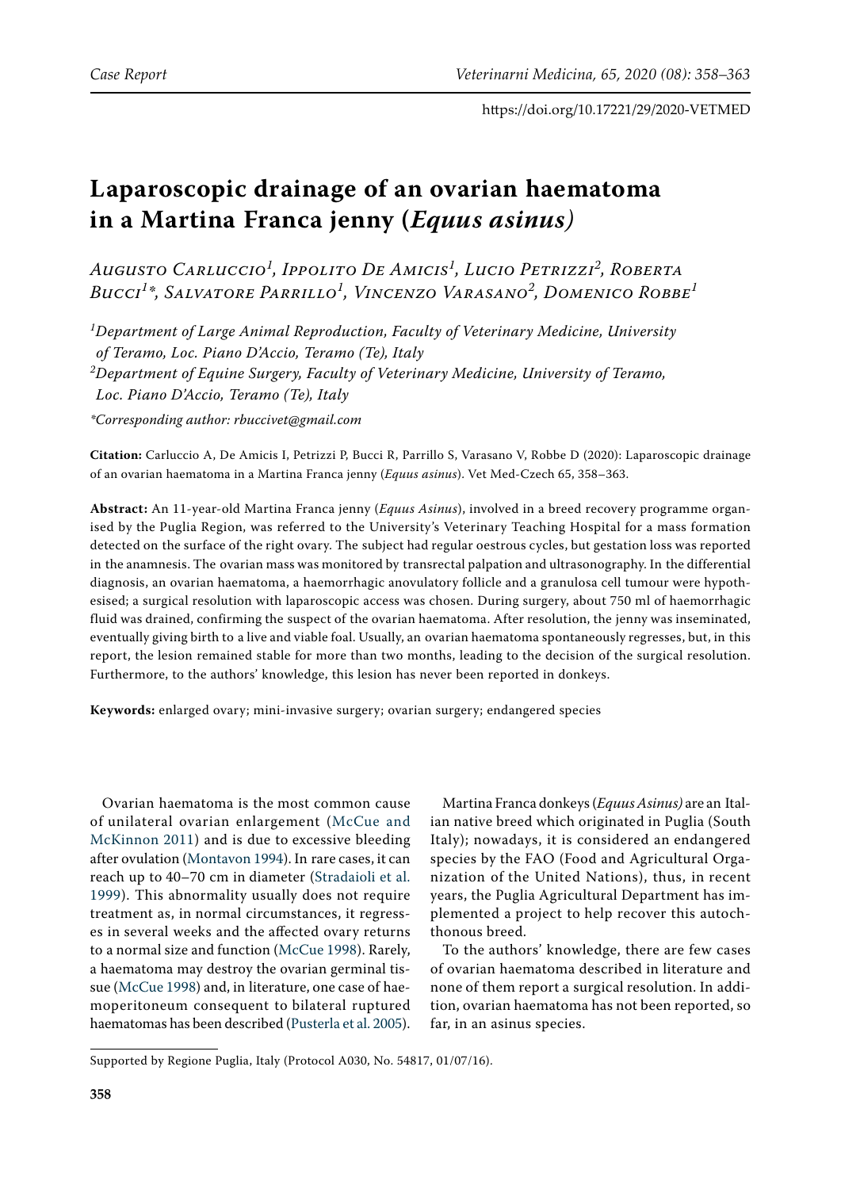# Laparoscopic drainage of an ovarian haematoma in a Martina Franca jenny (*Equus asinus)*

*Augusto Carluccio[1], Ippolito De Amicis[1], Lucio Petrizzi[2], Roberta Bucci[1]\*, Salvatore Parrillo[1], Vincenzo Varasano[2], Domenico Robbe[1]*

[1]*Department of Large Animal Reproduction, Faculty of Veterinary Medicine, University of Teramo, Loc. Piano D'Accio, Teramo (Te), Italy*

[2]*Department of Equine Surgery, Faculty of Veterinary Medicine, University of Teramo, Loc. Piano D'Accio, Teramo (Te), Italy*

*\*Corresponding author: rbuccivet@gmail.com*

**Citation:** Carluccio A, De Amicis I, Petrizzi P, Bucci R, Parrillo S, Varasano V, Robbe D (2020): Laparoscopic drainage of an ovarian haematoma in a Martina Franca jenny (*Equus asinus*). Vet Med-Czech 65, 358–363.

**Abstract:** An 11-year-old Martina Franca jenny (*Equus Asinus*), involved in a breed recovery programme organised by the Puglia Region, was referred to the University's Veterinary Teaching Hospital for a mass formation detected on the surface of the right ovary. The subject had regular oestrous cycles, but gestation loss was reported in the anamnesis. The ovarian mass was monitored by transrectal palpation and ultrasonography. In the differential diagnosis, an ovarian haematoma, a haemorrhagic anovulatory follicle and a granulosa cell tumour were hypothesised; a surgical resolution with laparoscopic access was chosen. During surgery, about 750 ml of haemorrhagic fluid was drained, confirming the suspect of the ovarian haematoma. After resolution, the jenny was inseminated, eventually giving birth to a live and viable foal. Usually, an ovarian haematoma spontaneously regresses, but, in this report, the lesion remained stable for more than two months, leading to the decision of the surgical resolution. Furthermore, to the authors' knowledge, this lesion has never been reported in donkeys.

**Keywords:** enlarged ovary; mini-invasive surgery; ovarian surgery; endangered species

Ovarian haematoma is the most common cause of unilateral ovarian enlargement (McCue and McKinnon 2011) and is due to excessive bleeding after ovulation (Montavon 1994). In rare cases, it can reach up to 40–70 cm in diameter (Stradaioli et al. 1999). This abnormality usually does not require treatment as, in normal circumstances, it regresses in several weeks and the affected ovary returns to a normal size and function (McCue 1998). Rarely, a haematoma may destroy the ovarian germinal tissue (McCue 1998) and, in literature, one case of haemoperitoneum consequent to bilateral ruptured haematomas has been described (Pusterla et al. 2005).

Martina Franca donkeys (*Equus Asinus)* are an Italian native breed which originated in Puglia (South Italy); nowadays, it is considered an endangered species by the FAO (Food and Agricultural Organization of the United Nations), thus, in recent years, the Puglia Agricultural Department has implemented a project to help recover this autochthonous breed.

To the authors' knowledge, there are few cases of ovarian haematoma described in literature and none of them report a surgical resolution. In addition, ovarian haematoma has not been reported, so far, in an asinus species.

Supported by Regione Puglia, Italy (Protocol A030, No. 54817, 01/07/16).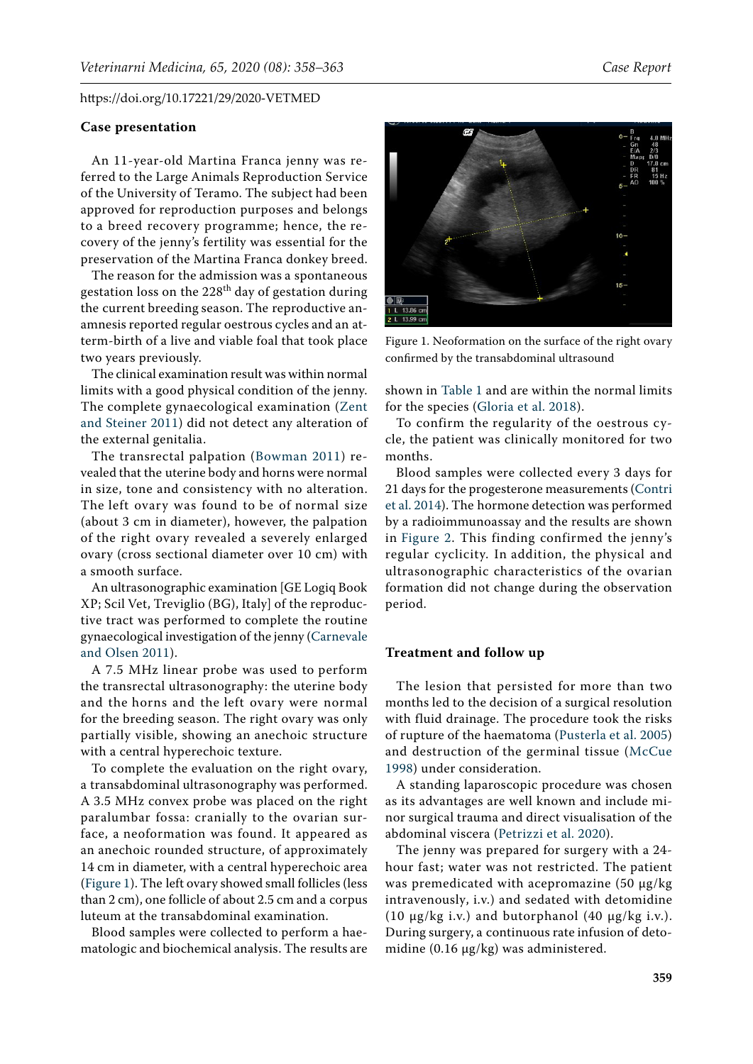## Case presentation

An 11-year-old Martina Franca jenny was referred to the Large Animals Reproduction Service of the University of Teramo. The subject had been approved for reproduction purposes and belongs to a breed recovery programme; hence, the recovery of the jenny's fertility was essential for the preservation of the Martina Franca donkey breed.

The reason for the admission was a spontaneous gestation loss on the 228[th] day of gestation during the current breeding season. The reproductive anamnesis reported regular oestrous cycles and an at-term-birth of a live and viable foal that took place two years previously.

The clinical examination result was within normal limits with a good physical condition of the jenny. The complete gynaecological examination (Zent and Steiner 2011) did not detect any alteration of the external genitalia.

The transrectal palpation (Bowman 2011) revealed that the uterine body and horns were normal in size, tone and consistency with no alteration. The left ovary was found to be of normal size (about 3 cm in diameter), however, the palpation of the right ovary revealed a severely enlarged ovary (cross sectional diameter over 10 cm) with a smooth surface.

An ultrasonographic examination [GE Logiq Book XP; Scil Vet, Treviglio (BG), Italy] of the reproductive tract was performed to complete the routine gynaecological investigation of the jenny (Carnevale and Olsen 2011).

A 7.5 MHz linear probe was used to perform the transrectal ultrasonography: the uterine body and the horns and the left ovary were normal for the breeding season. The right ovary was only partially visible, showing an anechoic structure with a central hyperechoic texture.

To complete the evaluation on the right ovary, a transabdominal ultrasonography was performed. A 3.5 MHz convex probe was placed on the right paralumbar fossa: cranially to the ovarian surface, a neoformation was found. It appeared as an anechoic rounded structure, of approximately 14 cm in diameter, with a central hyperechoic area (Figure 1). The left ovary showed small follicles (less than 2 cm), one follicle of about 2.5 cm and a corpus luteum at the transabdominal examination.

Blood samples were collected to perform a haematologic and biochemical analysis. The results are shown in Table 1 and are within the normal limits for the species (Gloria et al. 2018).

Figure 1. Neoformation on the surface of the right ovary confirmed by the transabdominal ultrasound

To confirm the regularity of the oestrous cycle, the patient was clinically monitored for two months.

Blood samples were collected every 3 days for 21 days for the progesterone measurements (Contri et al. 2014). The hormone detection was performed by a radioimmunoassay and the results are shown in Figure 2. This finding confirmed the jenny's regular cyclicity. In addition, the physical and ultrasonographic characteristics of the ovarian formation did not change during the observation period.

## Treatment and follow up

The lesion that persisted for more than two months led to the decision of a surgical resolution with fluid drainage. The procedure took the risks of rupture of the haematoma (Pusterla et al. 2005) and destruction of the germinal tissue (McCue 1998) under consideration.

A standing laparoscopic procedure was chosen as its advantages are well known and include minor surgical trauma and direct visualisation of the abdominal viscera (Petrizzi et al. 2020).

The jenny was prepared for surgery with a 24-hour fast; water was not restricted. The patient was premedicated with acepromazine (50 μg/kg intravenously, i.v.) and sedated with detomidine (10 μg/kg i.v.) and butorphanol (40 μg/kg i.v.). During surgery, a continuous rate infusion of detomidine (0.16 μg/kg) was administered.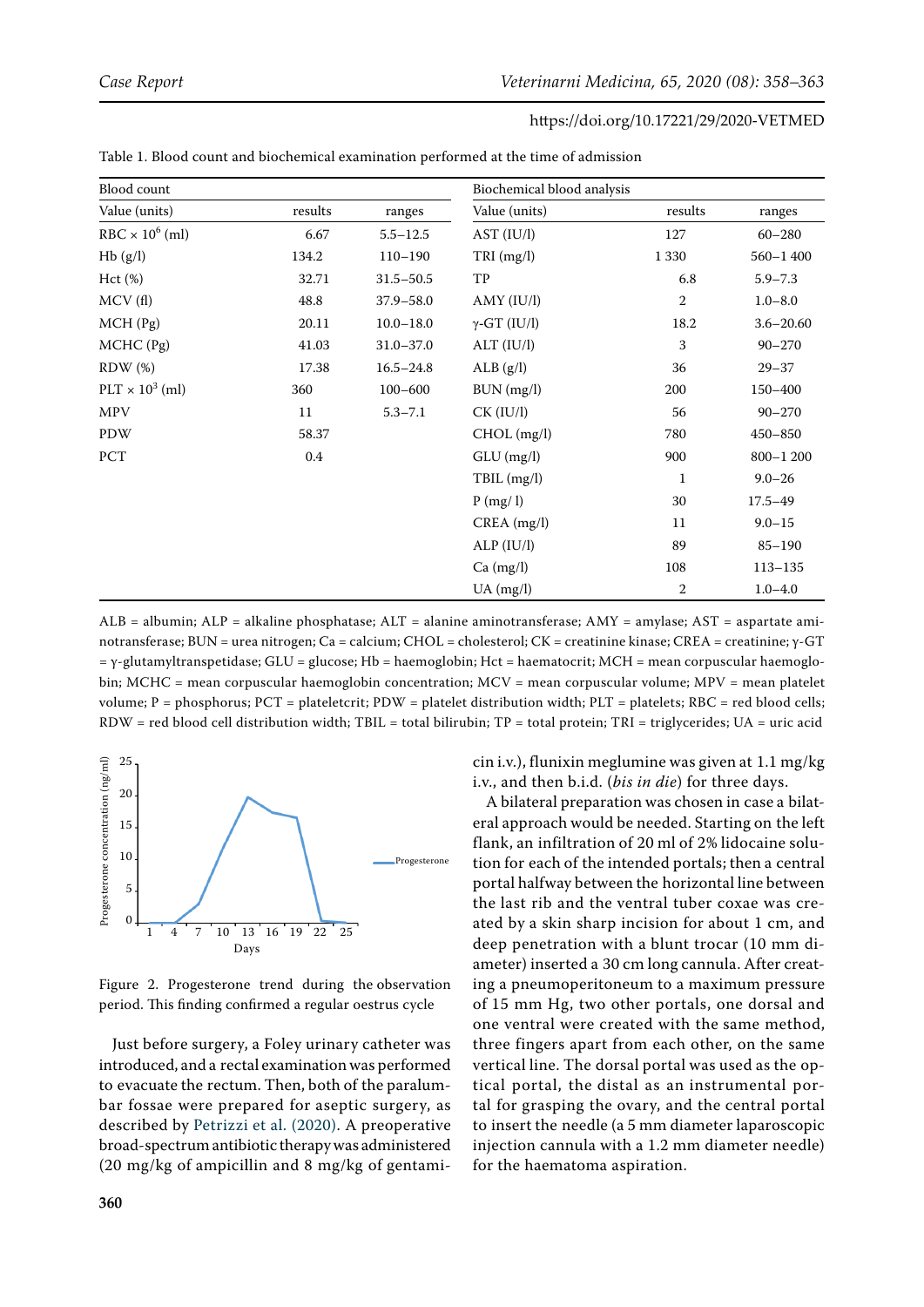Table 1. Blood count and biochemical examination performed at the time of admission

| Blood count | | | Biochemical blood analysis | | |
|---|---|---|---|---|---|
| Value (units) | results | ranges | Value (units) | results | ranges |
| RBC × $10^6$ (ml) | 6.67 | 5.5–12.5 | AST (IU/l) | 127 | 60–280 |
| Hb (g/l) | 134.2 | 110–190 | TRI (mg/l) | 1 330 | 560–1 400 |
| Hct (%) | 32.71 | 31.5–50.5 | TP | 6.8 | 5.9–7.3 |
| MCV (fl) | 48.8 | 37.9–58.0 | AMY (IU/l) | 2 | 1.0–8.0 |
| MCH (Pg) | 20.11 | 10.0–18.0 | γ-GT (IU/l) | 18.2 | 3.6–20.60 |
| MCHC (Pg) | 41.03 | 31.0–37.0 | ALT (IU/l) | 3 | 90–270 |
| RDW (%) | 17.38 | 16.5–24.8 | ALB (g/l) | 36 | 29–37 |
| PLT × $10^3$ (ml) | 360 | 100–600 | BUN (mg/l) | 200 | 150–400 |
| MPV | 11 | 5.3–7.1 | CK (IU/l) | 56 | 90–270 |
| PDW | 58.37 | | CHOL (mg/l) | 780 | 450–850 |
| PCT | 0.4 | | GLU (mg/l) | 900 | 800–1 200 |
| | | | TBIL (mg/l) | 1 | 9.0–26 |
| | | | P (mg/ l) | 30 | 17.5–49 |
| | | | CREA (mg/l) | 11 | 9.0–15 |
| | | | ALP (IU/l) | 89 | 85–190 |
| | | | Ca (mg/l) | 108 | 113–135 |
| | | | UA (mg/l) | 2 | 1.0–4.0 |

ALB = albumin; ALP = alkaline phosphatase; ALT = alanine aminotransferase; AMY = amylase; AST = aspartate aminotransferase; BUN = urea nitrogen; Ca = calcium; CHOL = cholesterol; CK = creatinine kinase; CREA = creatinine; γ-GT = γ-glutamyltranspetidase; GLU = glucose; Hb = haemoglobin; Hct = haematocrit; MCH = mean corpuscular haemoglobin; MCHC = mean corpuscular haemoglobin concentration; MCV = mean corpuscular volume; MPV = mean platelet volume; P = phosphorus; PCT = plateletcrit; PDW = platelet distribution width; PLT = platelets; RBC = red blood cells; RDW = red blood cell distribution width; TBIL = total bilirubin; TP = total protein; TRI = triglycerides; UA = uric acid

Figure 2. Progesterone trend during the observation period. This finding confirmed a regular oestrus cycle

Just before surgery, a Foley urinary catheter was introduced, and a rectal examination was performed to evacuate the rectum. Then, both of the paralumbar fossae were prepared for aseptic surgery, as described by Petrizzi et al. (2020). A preoperative broad-spectrum antibiotic therapy was administered (20 mg/kg of ampicillin and 8 mg/kg of gentamicin i.v.), flunixin meglumine was given at 1.1 mg/kg i.v., and then b.i.d. (*bis in die*) for three days.

A bilateral preparation was chosen in case a bilateral approach would be needed. Starting on the left flank, an infiltration of 20 ml of 2% lidocaine solution for each of the intended portals; then a central portal halfway between the horizontal line between the last rib and the ventral tuber coxae was created by a skin sharp incision for about 1 cm, and deep penetration with a blunt trocar (10 mm diameter) inserted a 30 cm long cannula. After creating a pneumoperitoneum to a maximum pressure of 15 mm Hg, two other portals, one dorsal and one ventral were created with the same method, three fingers apart from each other, on the same vertical line. The dorsal portal was used as the optical portal, the distal as an instrumental portal for grasping the ovary, and the central portal to insert the needle (a 5 mm diameter laparoscopic injection cannula with a 1.2 mm diameter needle) for the haematoma aspiration.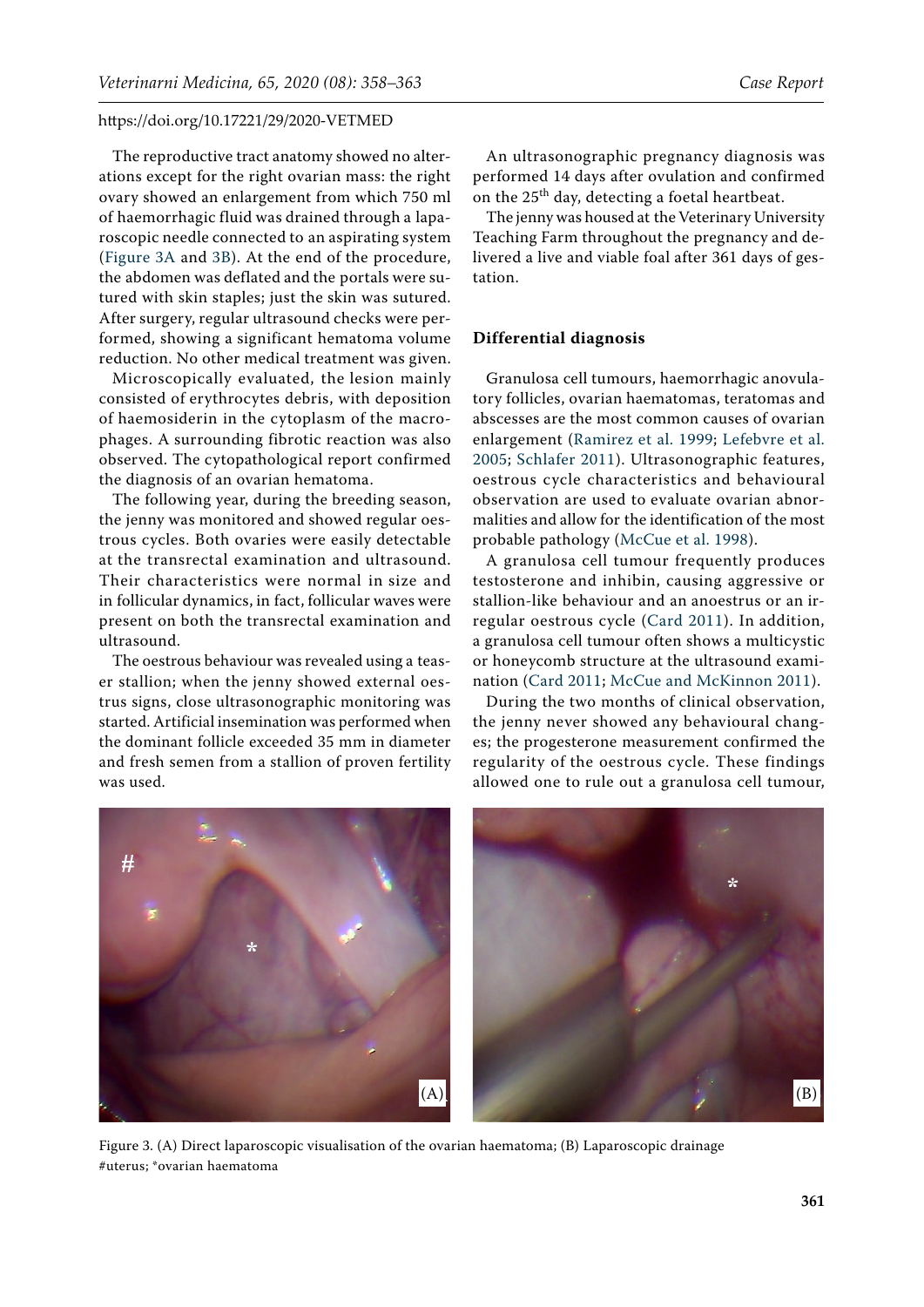The reproductive tract anatomy showed no alterations except for the right ovarian mass: the right ovary showed an enlargement from which 750 ml of haemorrhagic fluid was drained through a laparoscopic needle connected to an aspirating system (Figure 3A and 3B). At the end of the procedure, the abdomen was deflated and the portals were sutured with skin staples; just the skin was sutured. After surgery, regular ultrasound checks were performed, showing a significant hematoma volume reduction. No other medical treatment was given.

Microscopically evaluated, the lesion mainly consisted of erythrocytes debris, with deposition of haemosiderin in the cytoplasm of the macrophages. A surrounding fibrotic reaction was also observed. The cytopathological report confirmed the diagnosis of an ovarian hematoma.

The following year, during the breeding season, the jenny was monitored and showed regular oestrous cycles. Both ovaries were easily detectable at the transrectal examination and ultrasound. Their characteristics were normal in size and in follicular dynamics, in fact, follicular waves were present on both the transrectal examination and ultrasound.

The oestrous behaviour was revealed using a teaser stallion; when the jenny showed external oestrus signs, close ultrasonographic monitoring was started. Artificial insemination was performed when the dominant follicle exceeded 35 mm in diameter and fresh semen from a stallion of proven fertility was used.

An ultrasonographic pregnancy diagnosis was performed 14 days after ovulation and confirmed on the 25th day, detecting a foetal heartbeat.

The jenny was housed at the Veterinary University Teaching Farm throughout the pregnancy and delivered a live and viable foal after 361 days of gestation.

## Differential diagnosis

Granulosa cell tumours, haemorrhagic anovulatory follicles, ovarian haematomas, teratomas and abscesses are the most common causes of ovarian enlargement (Ramirez et al. 1999; Lefebvre et al. 2005; Schlafer 2011). Ultrasonographic features, oestrous cycle characteristics and behavioural observation are used to evaluate ovarian abnormalities and allow for the identification of the most probable pathology (McCue et al. 1998).

A granulosa cell tumour frequently produces testosterone and inhibin, causing aggressive or stallion-like behaviour and an anoestrus or an irregular oestrous cycle (Card 2011). In addition, a granulosa cell tumour often shows a multicystic or honeycomb structure at the ultrasound examination (Card 2011; McCue and McKinnon 2011).

During the two months of clinical observation, the jenny never showed any behavioural changes; the progesterone measurement confirmed the regularity of the oestrous cycle. These findings allowed one to rule out a granulosa cell tumour,

Figure 3. (A) Direct laparoscopic visualisation of the ovarian haematoma; (B) Laparoscopic drainage
#uterus; *ovarian haematoma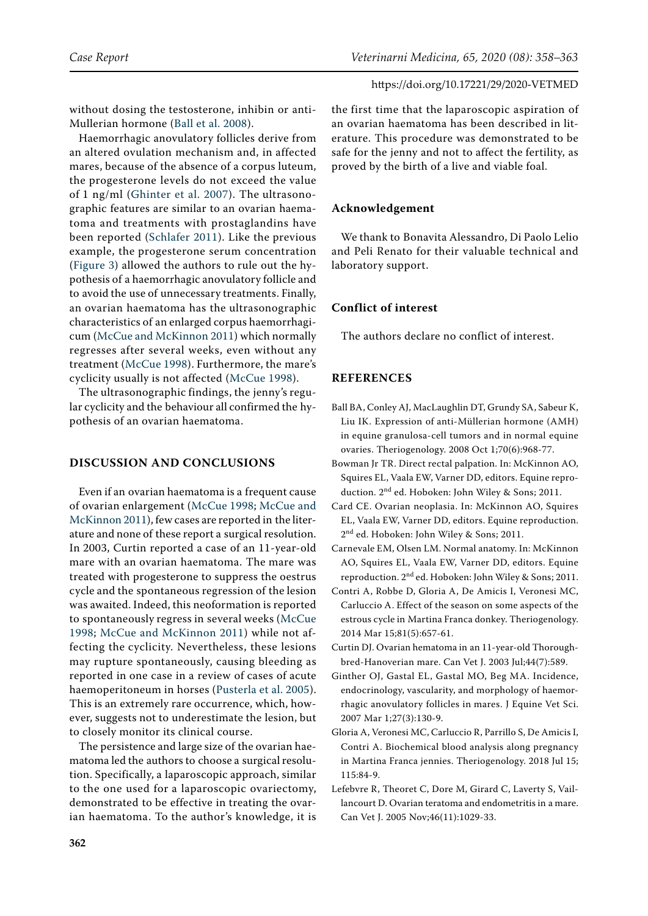without dosing the testosterone, inhibin or anti-Mullerian hormone (Ball et al. 2008).

Haemorrhagic anovulatory follicles derive from an altered ovulation mechanism and, in affected mares, because of the absence of a corpus luteum, the progesterone levels do not exceed the value of 1 ng/ml (Ghinter et al. 2007). The ultrasonographic features are similar to an ovarian haematoma and treatments with prostaglandins have been reported (Schlafer 2011). Like the previous example, the progesterone serum concentration (Figure 3) allowed the authors to rule out the hypothesis of a haemorrhagic anovulatory follicle and to avoid the use of unnecessary treatments. Finally, an ovarian haematoma has the ultrasonographic characteristics of an enlarged corpus haemorrhagicum (McCue and McKinnon 2011) which normally regresses after several weeks, even without any treatment (McCue 1998). Furthermore, the mare's cyclicity usually is not affected (McCue 1998).

The ultrasonographic findings, the jenny's regular cyclicity and the behaviour all confirmed the hypothesis of an ovarian haematoma.

## DISCUSSION AND CONCLUSIONS

Even if an ovarian haematoma is a frequent cause of ovarian enlargement (McCue 1998; McCue and McKinnon 2011), few cases are reported in the literature and none of these report a surgical resolution. In 2003, Curtin reported a case of an 11-year-old mare with an ovarian haematoma. The mare was treated with progesterone to suppress the oestrus cycle and the spontaneous regression of the lesion was awaited. Indeed, this neoformation is reported to spontaneously regress in several weeks (McCue 1998; McCue and McKinnon 2011) while not affecting the cyclicity. Nevertheless, these lesions may rupture spontaneously, causing bleeding as reported in one case in a review of cases of acute haemoperitoneum in horses (Pusterla et al. 2005). This is an extremely rare occurrence, which, however, suggests not to underestimate the lesion, but to closely monitor its clinical course.

The persistence and large size of the ovarian haematoma led the authors to choose a surgical resolution. Specifically, a laparoscopic approach, similar to the one used for a laparoscopic ovariectomy, demonstrated to be effective in treating the ovarian haematoma. To the author's knowledge, it is the first time that the laparoscopic aspiration of an ovarian haematoma has been described in literature. This procedure was demonstrated to be safe for the jenny and not to affect the fertility, as proved by the birth of a live and viable foal.

## Acknowledgement

We thank to Bonavita Alessandro, Di Paolo Lelio and Peli Renato for their valuable technical and laboratory support.

## Conflict of interest

The authors declare no conflict of interest.

## REFERENCES

Ball BA, Conley AJ, MacLaughlin DT, Grundy SA, Sabeur K, Liu IK. Expression of anti-Müllerian hormone (AMH) in equine granulosa-cell tumors and in normal equine ovaries. Theriogenology. 2008 Oct 1;70(6):968-77.

Bowman Jr TR. Direct rectal palpation. In: McKinnon AO, Squires EL, Vaala EW, Varner DD, editors. Equine reproduction. 2nd ed. Hoboken: John Wiley & Sons; 2011.

Card CE. Ovarian neoplasia. In: McKinnon AO, Squires EL, Vaala EW, Varner DD, editors. Equine reproduction. 2nd ed. Hoboken: John Wiley & Sons; 2011.

Carnevale EM, Olsen LM. Normal anatomy. In: McKinnon AO, Squires EL, Vaala EW, Varner DD, editors. Equine reproduction. 2nd ed. Hoboken: John Wiley & Sons; 2011.

Contri A, Robbe D, Gloria A, De Amicis I, Veronesi MC, Carluccio A. Effect of the season on some aspects of the estrous cycle in Martina Franca donkey. Theriogenology. 2014 Mar 15;81(5):657-61.

Curtin DJ. Ovarian hematoma in an 11-year-old Thoroughbred-Hanoverian mare. Can Vet J. 2003 Jul;44(7):589.

Ginther OJ, Gastal EL, Gastal MO, Beg MA. Incidence, endocrinology, vascularity, and morphology of haemorrhagic anovulatory follicles in mares. J Equine Vet Sci. 2007 Mar 1;27(3):130-9.

Gloria A, Veronesi MC, Carluccio R, Parrillo S, De Amicis I, Contri A. Biochemical blood analysis along pregnancy in Martina Franca jennies. Theriogenology. 2018 Jul 15;115:84-9.

Lefebvre R, Theoret C, Dore M, Girard C, Laverty S, Vaillancourt D. Ovarian teratoma and endometritis in a mare. Can Vet J. 2005 Nov;46(11):1029-33.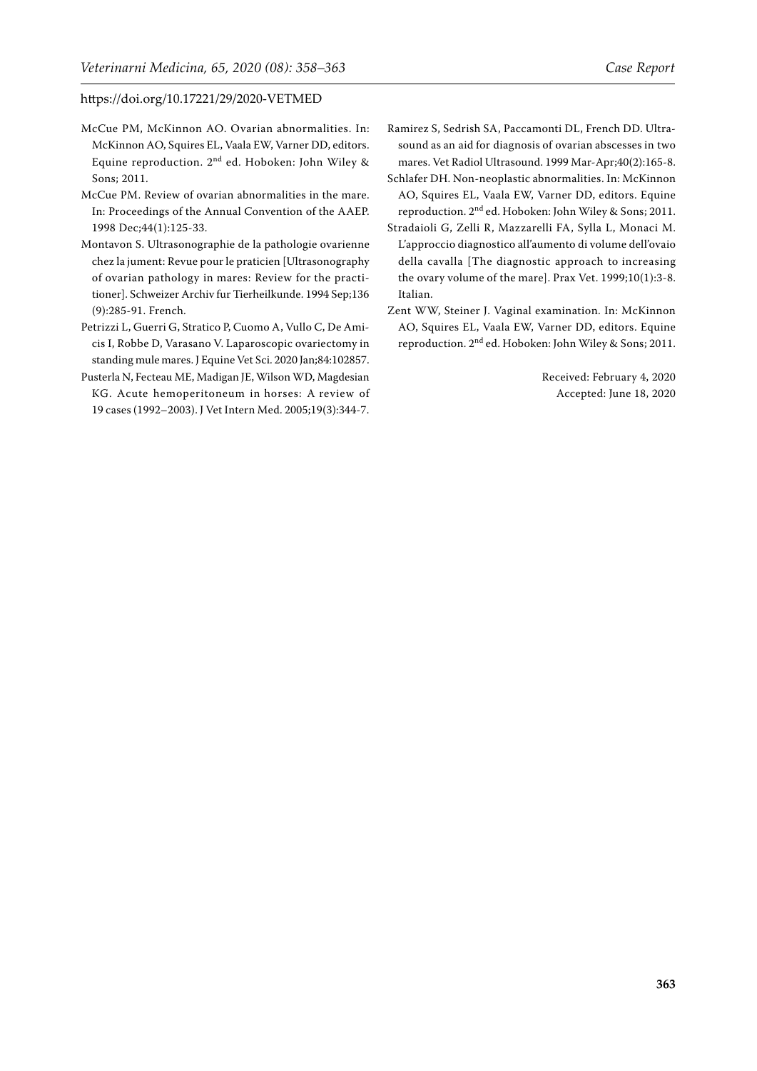McCue PM, McKinnon AO. Ovarian abnormalities. In: McKinnon AO, Squires EL, Vaala EW, Varner DD, editors. Equine reproduction. 2nd ed. Hoboken: John Wiley & Sons; 2011.

McCue PM. Review of ovarian abnormalities in the mare. In: Proceedings of the Annual Convention of the AAEP. 1998 Dec;44(1):125-33.

Montavon S. Ultrasonographie de la pathologie ovarienne chez la jument: Revue pour le praticien [Ultrasonography of ovarian pathology in mares: Review for the practitioner]. Schweizer Archiv fur Tierheilkunde. 1994 Sep;136 (9):285-91. French.

Petrizzi L, Guerri G, Stratico P, Cuomo A, Vullo C, De Amicis I, Robbe D, Varasano V. Laparoscopic ovariectomy in standing mule mares. J Equine Vet Sci. 2020 Jan;84:102857.

Pusterla N, Fecteau ME, Madigan JE, Wilson WD, Magdesian KG. Acute hemoperitoneum in horses: A review of 19 cases (1992–2003). J Vet Intern Med. 2005;19(3):344-7.

Ramirez S, Sedrish SA, Paccamonti DL, French DD. Ultrasound as an aid for diagnosis of ovarian abscesses in two mares. Vet Radiol Ultrasound. 1999 Mar-Apr;40(2):165-8.

Schlafer DH. Non-neoplastic abnormalities. In: McKinnon AO, Squires EL, Vaala EW, Varner DD, editors. Equine reproduction. 2nd ed. Hoboken: John Wiley & Sons; 2011.

Stradaioli G, Zelli R, Mazzarelli FA, Sylla L, Monaci M. L'approccio diagnostico all'aumento di volume dell'ovaio della cavalla [The diagnostic approach to increasing the ovary volume of the mare]. Prax Vet. 1999;10(1):3-8. Italian.

Zent WW, Steiner J. Vaginal examination. In: McKinnon AO, Squires EL, Vaala EW, Varner DD, editors. Equine reproduction. 2nd ed. Hoboken: John Wiley & Sons; 2011.

Received: February 4, 2020
Accepted: June 18, 2020